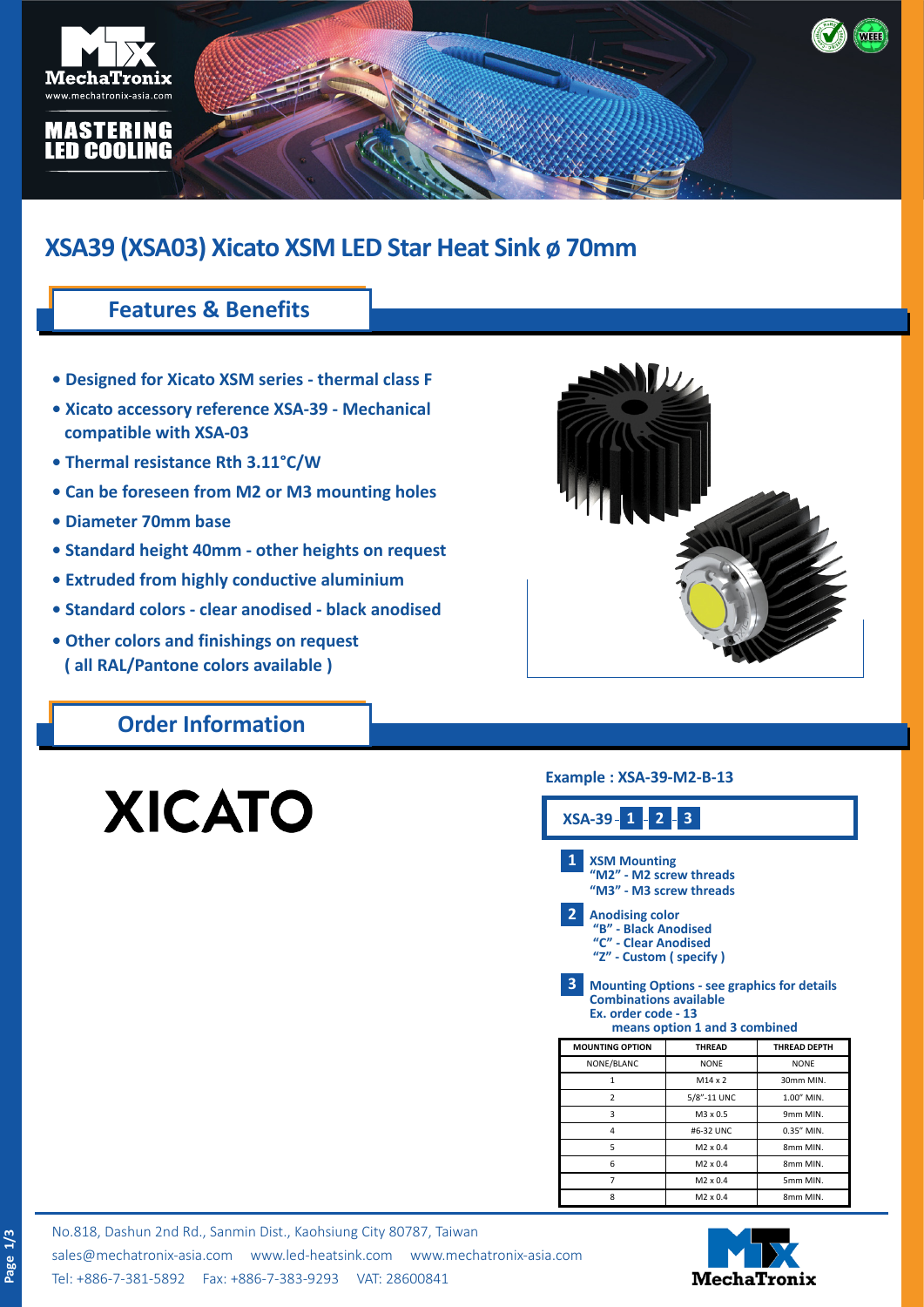MecharTronix
www.mechatronix-asia.com

MASTERING LED COOLING

# XSA39 (XSA03) Xicato XSM LED Star Heat Sink ø 70mm

## Features & Benefits

- **Designed for Xicato XSM series - thermal class F**
- **Xicato accessory reference XSA-39 - Mechanical compatible with XSA-03**
- **Thermal resistance Rth 3.11°C/W**
- **Can be foreseen from M2 or M3 mounting holes**
- **Diameter 70mm base**
- **Standard height 40mm - other heights on request**
- **Extruded from highly conductive aluminium**
- **Standard colors - clear anodised - black anodised**
- **Other colors and finishings on request ( all RAL/Pantone colors available )**

## Order Information

XICATO

**Example : XSA-39-M2-B-13**

**XSA-39 - 1 - 2 - 3**

**1** **XSM Mounting**
**"M2" - M2 screw threads**
**"M3" - M3 screw threads**

**2** **Anodising color**
**"B" - Black Anodised**
**"C" - Clear Anodised**
**"Z" - Custom ( specify )**

**3** **Mounting Options - see graphics for details**
**Combinations available**
**Ex. order code - 13**
**means option 1 and 3 combined**

| MOUNTING OPTION | THREAD | THREAD DEPTH |
|---|---|---|
| NONE/BLANC | NONE | NONE |
| 1 | M14 x 2 | 30mm MIN. |
| 2 | 5/8"-11 UNC | 1.00" MIN. |
| 3 | M3 x 0.5 | 9mm MIN. |
| 4 | #6-32 UNC | 0.35" MIN. |
| 5 | M2 x 0.4 | 8mm MIN. |
| 6 | M2 x 0.4 | 8mm MIN. |
| 7 | M2 x 0.4 | 5mm MIN. |
| 8 | M2 x 0.4 | 8mm MIN. |

No.818, Dashun 2nd Rd., Sanmin Dist., Kaohsiung City 80787, Taiwan
sales@mechatronix-asia.com www.led-heatsink.com www.mechatronix-asia.com
Tel: +886-7-381-5892 Fax: +886-7-383-9293 VAT: 28600841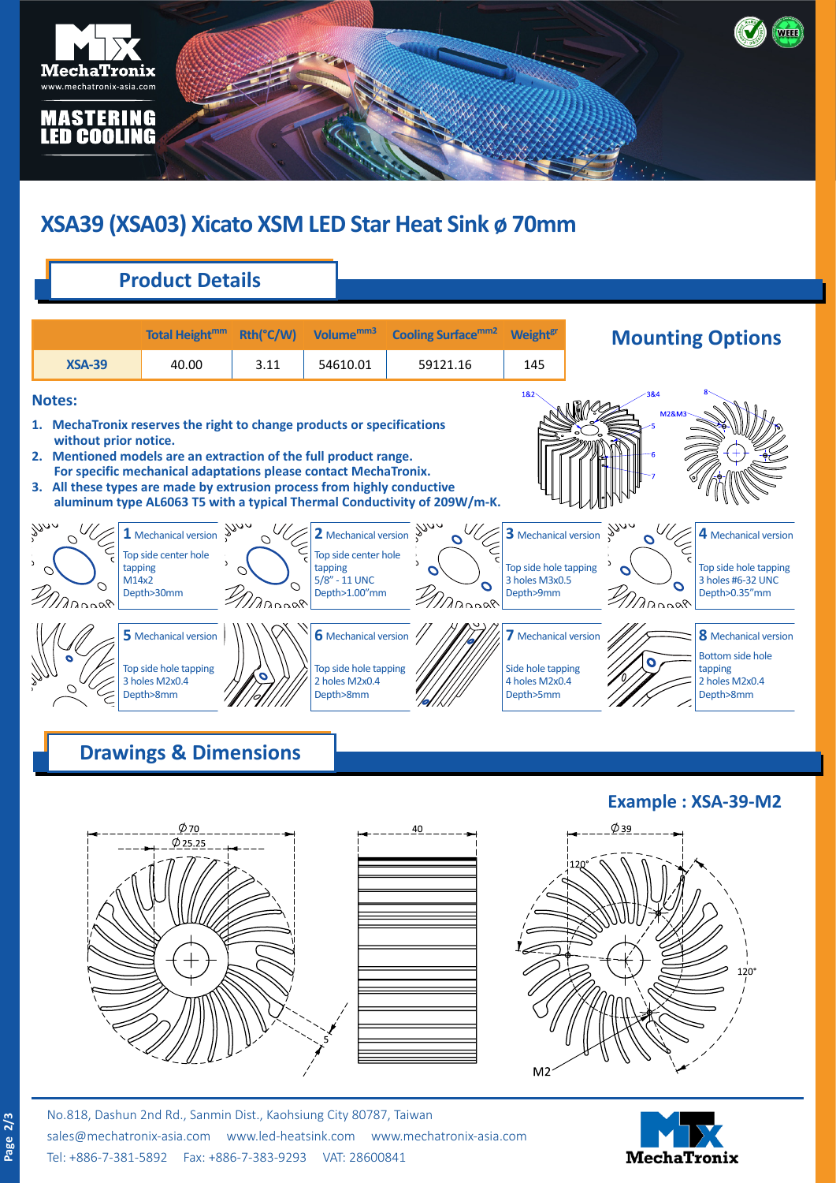# XSA39 (XSA03) Xicato XSM LED Star Heat Sink ø 70mm

## Product Details

| | Total Height mm | Rth(°C/W) | Volume mm³ | Cooling Surface mm² | Weight gr |
|---|---|---|---|---|---|
| **XSA-39** | 40.00 | 3.11 | 54610.01 | 59121.16 | 145 |

## Mounting Options

**Notes:**

1. **MechaTronix reserves the right to change products or specifications without prior notice.**
2. **Mentioned models are an extraction of the full product range. For specific mechanical adaptations please contact MechaTronix.**
3. **All these types are made by extrusion process from highly conductive aluminum type AL6063 T5 with a typical Thermal Conductivity of 209W/m-K.**

1&2
3&4
M2&M3
5
6
7
8

**1** Mechanical version
Top side center hole tapping
M14x2
Depth>30mm

**2** Mechanical version
Top side center hole tapping
5/8" - 11 UNC
Depth>1.00"mm

**3** Mechanical version
Top side hole tapping
3 holes M3x0.5
Depth>9mm

**4** Mechanical version
Top side hole tapping
3 holes #6-32 UNC
Depth>0.35"mm

**5** Mechanical version
Top side hole tapping
3 holes M2x0.4
Depth>8mm

**6** Mechanical version
Top side hole tapping
2 holes M2x0.4
Depth>8mm

**7** Mechanical version
Side hole tapping
4 holes M2x0.4
Depth>5mm

**8** Mechanical version
Bottom side hole tapping
2 holes M2x0.4
Depth>8mm

## Drawings & Dimensions

### Example : XSA-39-M2

Ø70
Ø25.25
5
40
Ø39
120°
120°
M2

No.818, Dashun 2nd Rd., Sanmin Dist., Kaohsiung City 80787, Taiwan
sales@mechatronix-asia.com www.led-heatsink.com www.mechatronix-asia.com
Tel: +886-7-381-5892 Fax: +886-7-383-9293 VAT: 28600841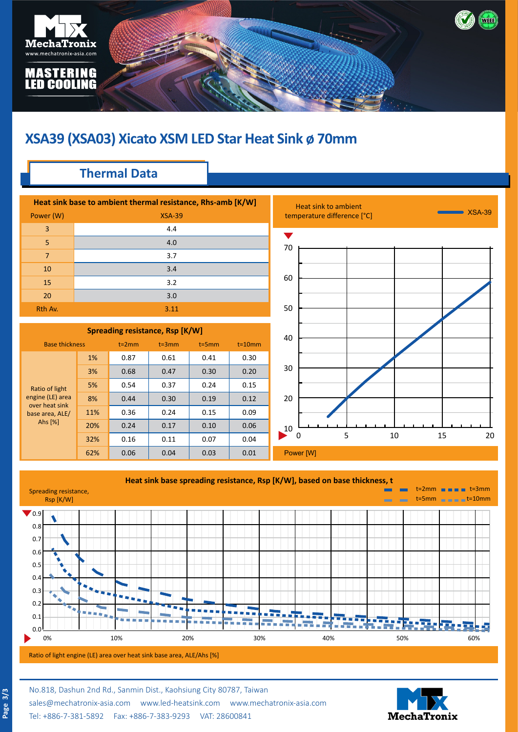MechaTronix
www.mechatronix-asia.com

MASTERING LED COOLING

# XSA39 (XSA03) Xicato XSM LED Star Heat Sink ø 70mm

## Thermal Data

| Heat sink base to ambient thermal resistance, Rhs-amb [K/W] | |
|---|---|
| Power (W) | XSA-39 |
| 3 | 4.4 |
| 5 | 4.0 |
| 7 | 3.7 |
| 10 | 3.4 |
| 15 | 3.2 |
| 20 | 3.0 |
| Rth Av. | 3.11 |

Heat sink to ambient temperature difference [°C]

XSA-39

70
60
50
40
30
20
10
0
5
10
15
20

Power [W]

| Spreading resistance, Rsp [K/W] | | | | | |
|---|---|---|---|---|---|
| Base thickness | | t=2mm | t=3mm | t=5mm | t=10mm |
| Ratio of light engine (LE) area over heat sink base area, ALE/Ahs [%] | 1% | 0.87 | 0.61 | 0.41 | 0.30 |
| | 3% | 0.68 | 0.47 | 0.30 | 0.20 |
| | 5% | 0.54 | 0.37 | 0.24 | 0.15 |
| | 8% | 0.44 | 0.30 | 0.19 | 0.12 |
| | 11% | 0.36 | 0.24 | 0.15 | 0.09 |
| | 20% | 0.24 | 0.17 | 0.10 | 0.06 |
| | 32% | 0.16 | 0.11 | 0.07 | 0.04 |
| | 62% | 0.06 | 0.04 | 0.03 | 0.01 |

Heat sink base spreading resistance, Rsp [K/W], based on base thickness, t

Spreading resistance, Rsp [K/W]

t=2mm
t=3mm
t=5mm
t=10mm

0.9
0.8
0.7
0.6
0.5
0.4
0.3
0.2
0.1
0.0

0%
10%
20%
30%
40%
50%
60%

Ratio of light engine (LE) area over heat sink base area, ALE/Ahs [%]

No.818, Dashun 2nd Rd., Sanmin Dist., Kaohsiung City 80787, Taiwan
sales@mechatronix-asia.com www.led-heatsink.com www.mechatronix-asia.com
Tel: +886-7-381-5892 Fax: +886-7-383-9293 VAT: 28600841

MechaTronix